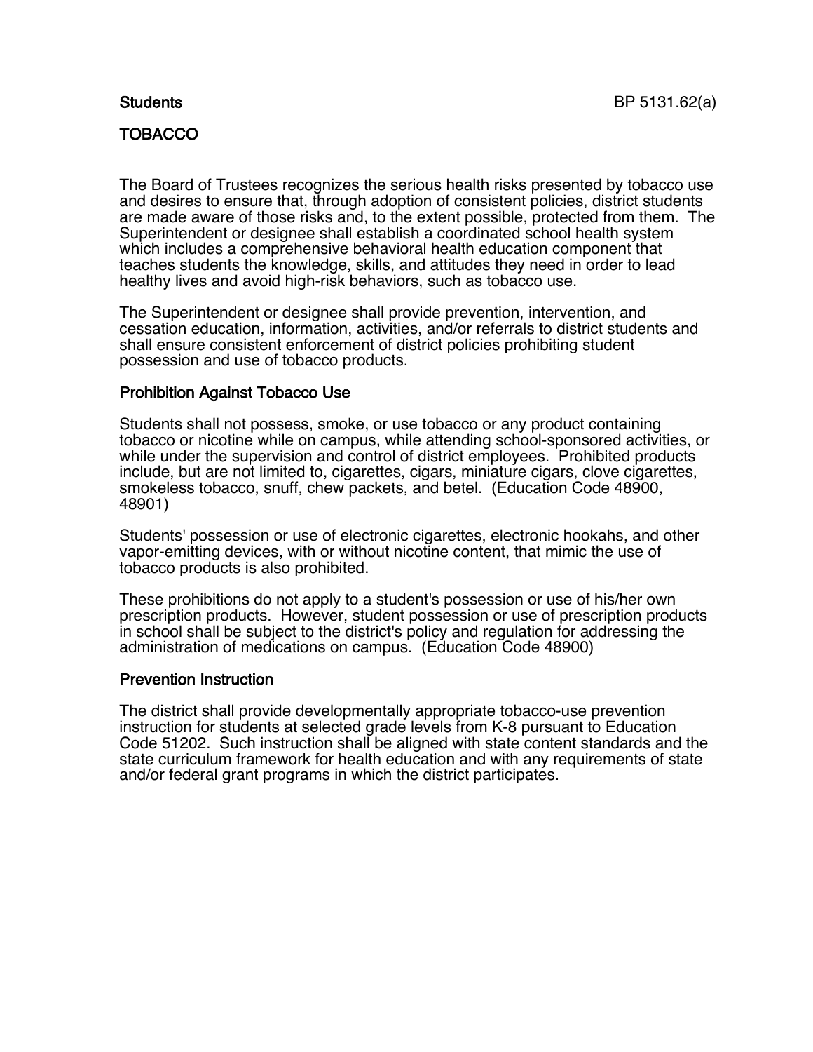Students BP 5131.62(a)

# TOBACCO

The Board of Trustees recognizes the serious health risks presented by tobacco use and desires to ensure that, through adoption of consistent policies, district students are made aware of those risks and, to the extent possible, protected from them. The Superintendent or designee shall establish a coordinated school health system which includes a comprehensive behavioral health education component that teaches students the knowledge, skills, and attitudes they need in order to lead healthy lives and avoid high-risk behaviors, such as tobacco use.

The Superintendent or designee shall provide prevention, intervention, and cessation education, information, activities, and/or referrals to district students and shall ensure consistent enforcement of district policies prohibiting student possession and use of tobacco products.

## Prohibition Against Tobacco Use

Students shall not possess, smoke, or use tobacco or any product containing tobacco or nicotine while on campus, while attending school-sponsored activities, or while under the supervision and control of district employees. Prohibited products include, but are not limited to, cigarettes, cigars, miniature cigars, clove cigarettes, smokeless tobacco, snuff, chew packets, and betel. (Education Code 48900, 48901)

Students' possession or use of electronic cigarettes, electronic hookahs, and other vapor-emitting devices, with or without nicotine content, that mimic the use of tobacco products is also prohibited.

These prohibitions do not apply to a student's possession or use of his/her own prescription products. However, student possession or use of prescription products in school shall be subject to the district's policy and regulation for addressing the administration of medications on campus. (Education Code 48900)

## Prevention Instruction

The district shall provide developmentally appropriate tobacco-use prevention instruction for students at selected grade levels from K-8 pursuant to Education Code 51202. Such instruction shall be aligned with state content standards and the state curriculum framework for health education and with any requirements of state and/or federal grant programs in which the district participates.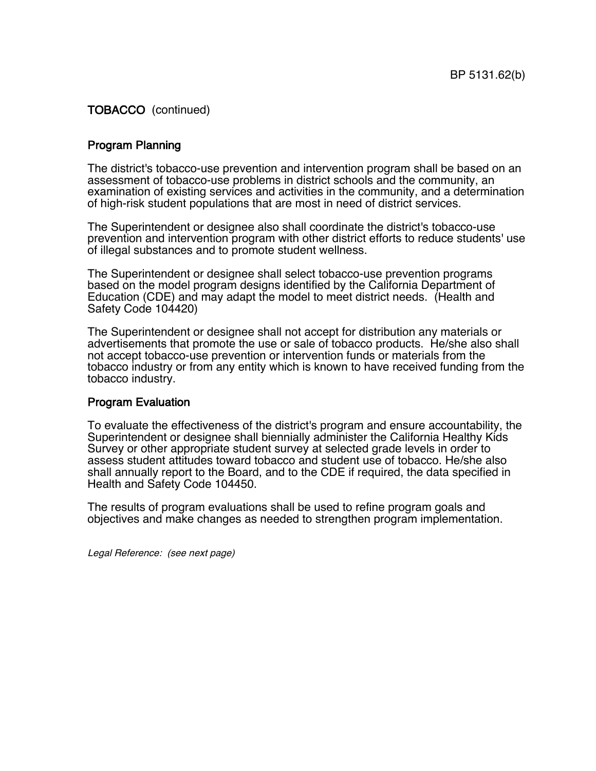TOBACCO (continued)

## Program Planning

The district's tobacco-use prevention and intervention program shall be based on an assessment of tobacco-use problems in district schools and the community, an examination of existing services and activities in the community, and a determination of high-risk student populations that are most in need of district services.

The Superintendent or designee also shall coordinate the district's tobacco-use prevention and intervention program with other district efforts to reduce students' use of illegal substances and to promote student wellness.

The Superintendent or designee shall select tobacco-use prevention programs based on the model program designs identified by the California Department of Education (CDE) and may adapt the model to meet district needs. (Health and Safety Code 104420)

The Superintendent or designee shall not accept for distribution any materials or advertisements that promote the use or sale of tobacco products. He/she also shall not accept tobacco-use prevention or intervention funds or materials from the tobacco industry or from any entity which is known to have received funding from the tobacco industry.

## Program Evaluation

To evaluate the effectiveness of the district's program and ensure accountability, the Superintendent or designee shall biennially administer the California Healthy Kids Survey or other appropriate student survey at selected grade levels in order to assess student attitudes toward tobacco and student use of tobacco. He/she also shall annually report to the Board, and to the CDE if required, the data specified in Health and Safety Code 104450.

The results of program evaluations shall be used to refine program goals and objectives and make changes as needed to strengthen program implementation.

*Legal Reference: (see next page)*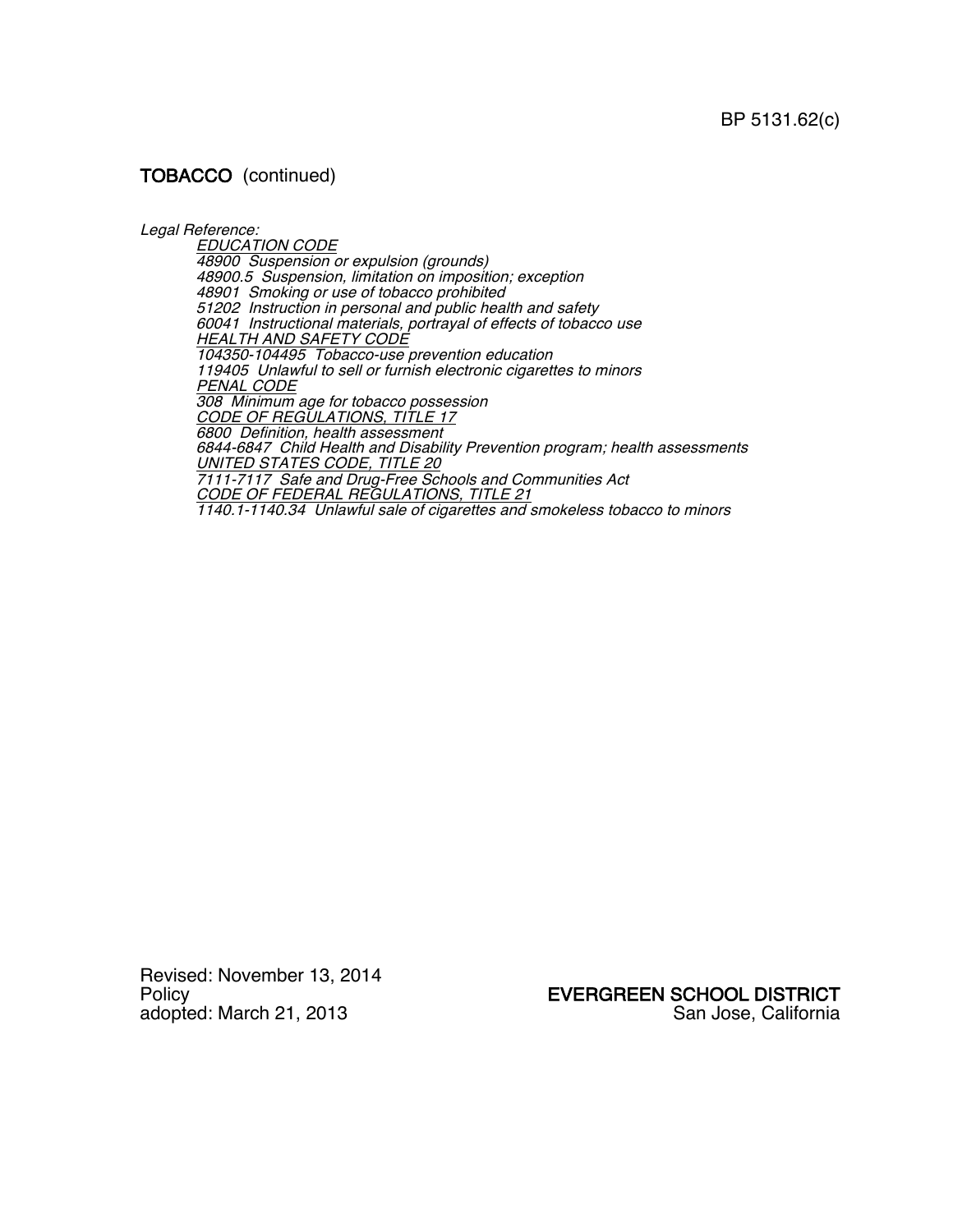## TOBACCO (continued)

*Legal Reference:*

*EDUCATION CODE*
*48900 Suspension or expulsion (grounds)*
*48900.5 Suspension, limitation on imposition; exception*
*48901 Smoking or use of tobacco prohibited*
*51202 Instruction in personal and public health and safety*
*60041 Instructional materials, portrayal of effects of tobacco use*

*HEALTH AND SAFETY CODE*
*104350-104495 Tobacco-use prevention education*
*119405 Unlawful to sell or furnish electronic cigarettes to minors*

*PENAL CODE*
*308 Minimum age for tobacco possession*

*CODE OF REGULATIONS, TITLE 17*
*6800 Definition, health assessment*
*6844-6847 Child Health and Disability Prevention program; health assessments*

*UNITED STATES CODE, TITLE 20*
*7111-7117 Safe and Drug-Free Schools and Communities Act*

*CODE OF FEDERAL REGULATIONS, TITLE 21*
*1140.1-1140.34 Unlawful sale of cigarettes and smokeless tobacco to minors*

Revised: November 13, 2014
Policy
adopted: March 21, 2013

**EVERGREEN SCHOOL DISTRICT**
San Jose, California